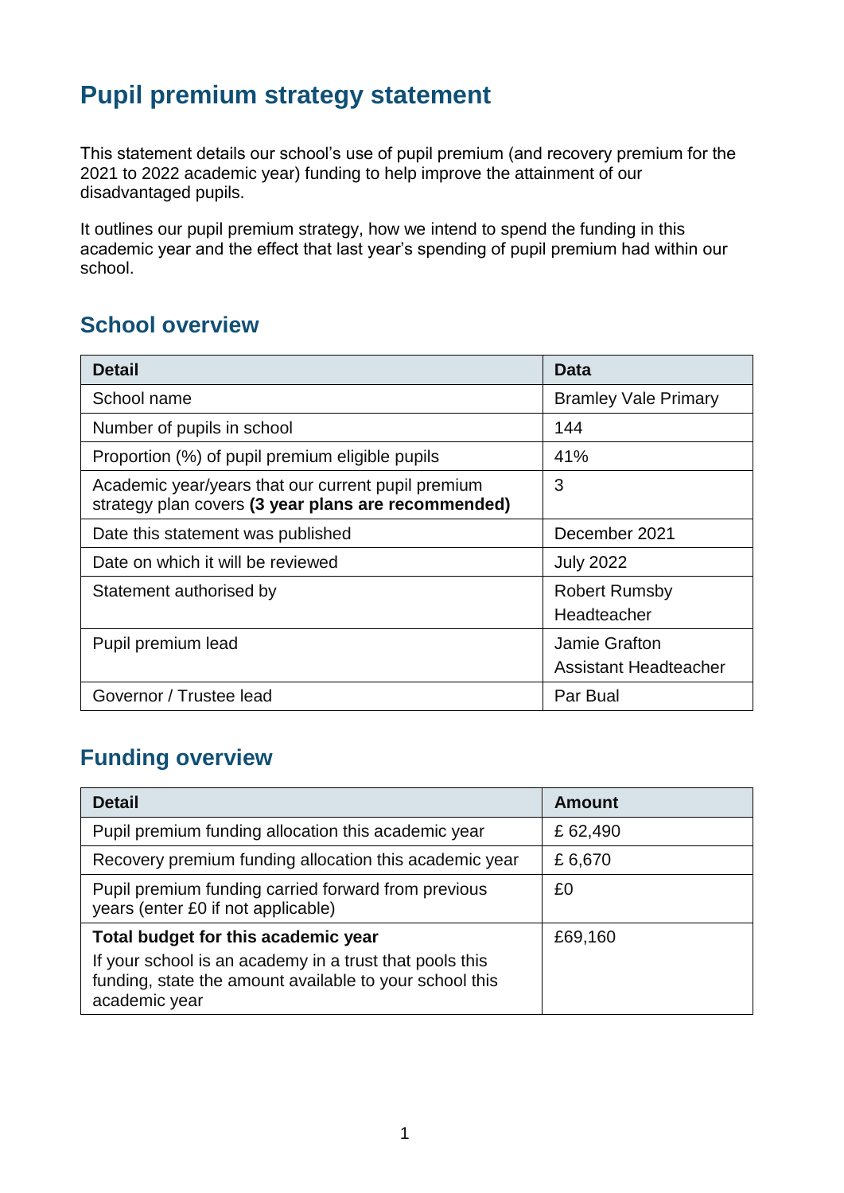# Pupil premium strategy statement

This statement details our school's use of pupil premium (and recovery premium for the 2021 to 2022 academic year) funding to help improve the attainment of our disadvantaged pupils.

It outlines our pupil premium strategy, how we intend to spend the funding in this academic year and the effect that last year's spending of pupil premium had within our school.

## School overview

| Detail | Data |
|---|---|
| School name | Bramley Vale Primary |
| Number of pupils in school | 144 |
| Proportion (%) of pupil premium eligible pupils | 41% |
| Academic year/years that our current pupil premium strategy plan covers **(3 year plans are recommended)** | 3 |
| Date this statement was published | December 2021 |
| Date on which it will be reviewed | July 2022 |
| Statement authorised by | Robert Rumsby<br>Headteacher |
| Pupil premium lead | Jamie Grafton<br>Assistant Headteacher |
| Governor / Trustee lead | Par Bual |

## Funding overview

| Detail | Amount |
|---|---|
| Pupil premium funding allocation this academic year | £ 62,490 |
| Recovery premium funding allocation this academic year | £ 6,670 |
| Pupil premium funding carried forward from previous years (enter £0 if not applicable) | £0 |
| **Total budget for this academic year**<br>If your school is an academy in a trust that pools this funding, state the amount available to your school this academic year | £69,160 |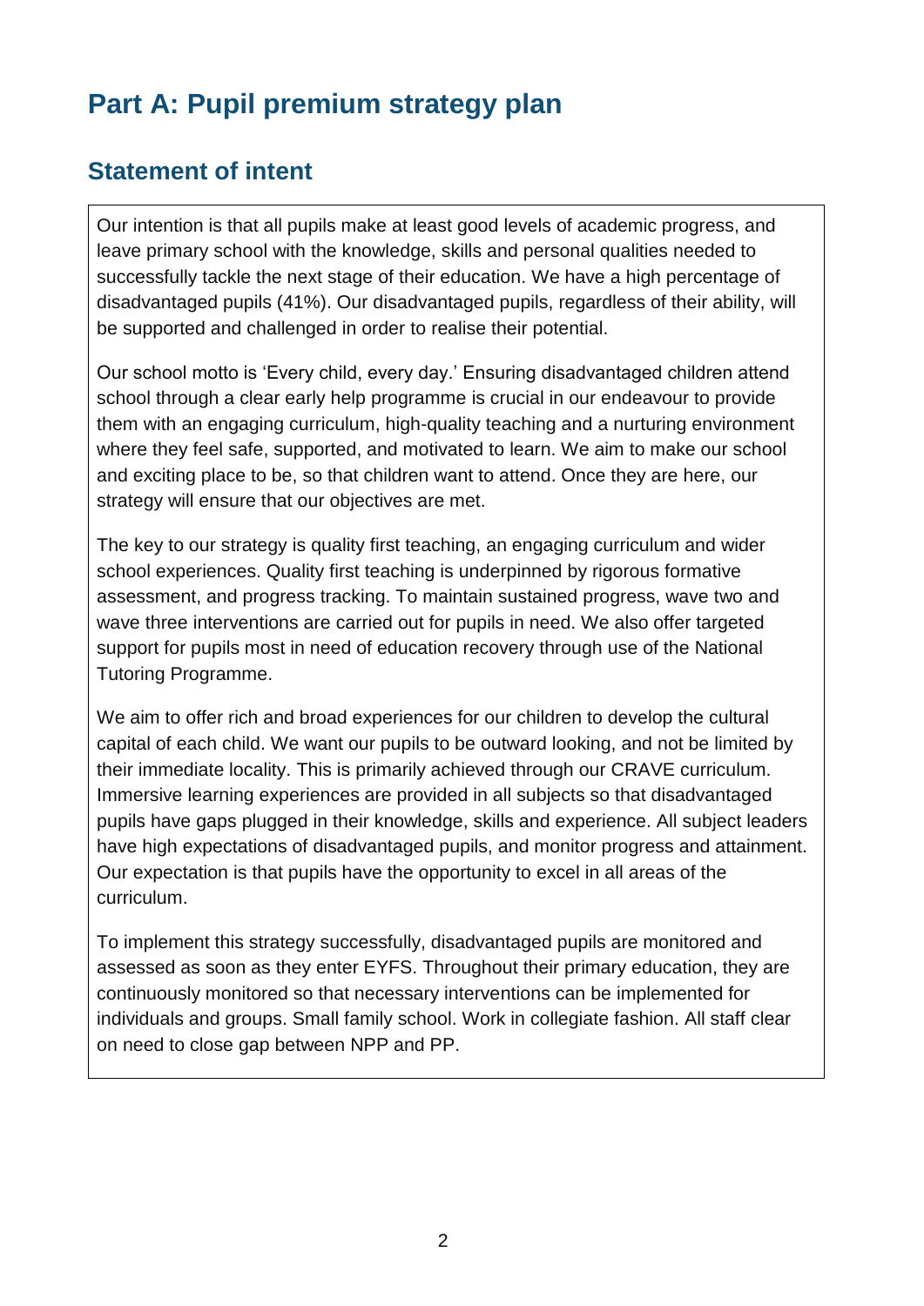# Part A: Pupil premium strategy plan

## Statement of intent

Our intention is that all pupils make at least good levels of academic progress, and leave primary school with the knowledge, skills and personal qualities needed to successfully tackle the next stage of their education. We have a high percentage of disadvantaged pupils (41%). Our disadvantaged pupils, regardless of their ability, will be supported and challenged in order to realise their potential.

Our school motto is 'Every child, every day.' Ensuring disadvantaged children attend school through a clear early help programme is crucial in our endeavour to provide them with an engaging curriculum, high-quality teaching and a nurturing environment where they feel safe, supported, and motivated to learn. We aim to make our school and exciting place to be, so that children want to attend. Once they are here, our strategy will ensure that our objectives are met.

The key to our strategy is quality first teaching, an engaging curriculum and wider school experiences. Quality first teaching is underpinned by rigorous formative assessment, and progress tracking. To maintain sustained progress, wave two and wave three interventions are carried out for pupils in need. We also offer targeted support for pupils most in need of education recovery through use of the National Tutoring Programme.

We aim to offer rich and broad experiences for our children to develop the cultural capital of each child. We want our pupils to be outward looking, and not be limited by their immediate locality. This is primarily achieved through our CRAVE curriculum. Immersive learning experiences are provided in all subjects so that disadvantaged pupils have gaps plugged in their knowledge, skills and experience. All subject leaders have high expectations of disadvantaged pupils, and monitor progress and attainment. Our expectation is that pupils have the opportunity to excel in all areas of the curriculum.

To implement this strategy successfully, disadvantaged pupils are monitored and assessed as soon as they enter EYFS. Throughout their primary education, they are continuously monitored so that necessary interventions can be implemented for individuals and groups. Small family school. Work in collegiate fashion. All staff clear on need to close gap between NPP and PP.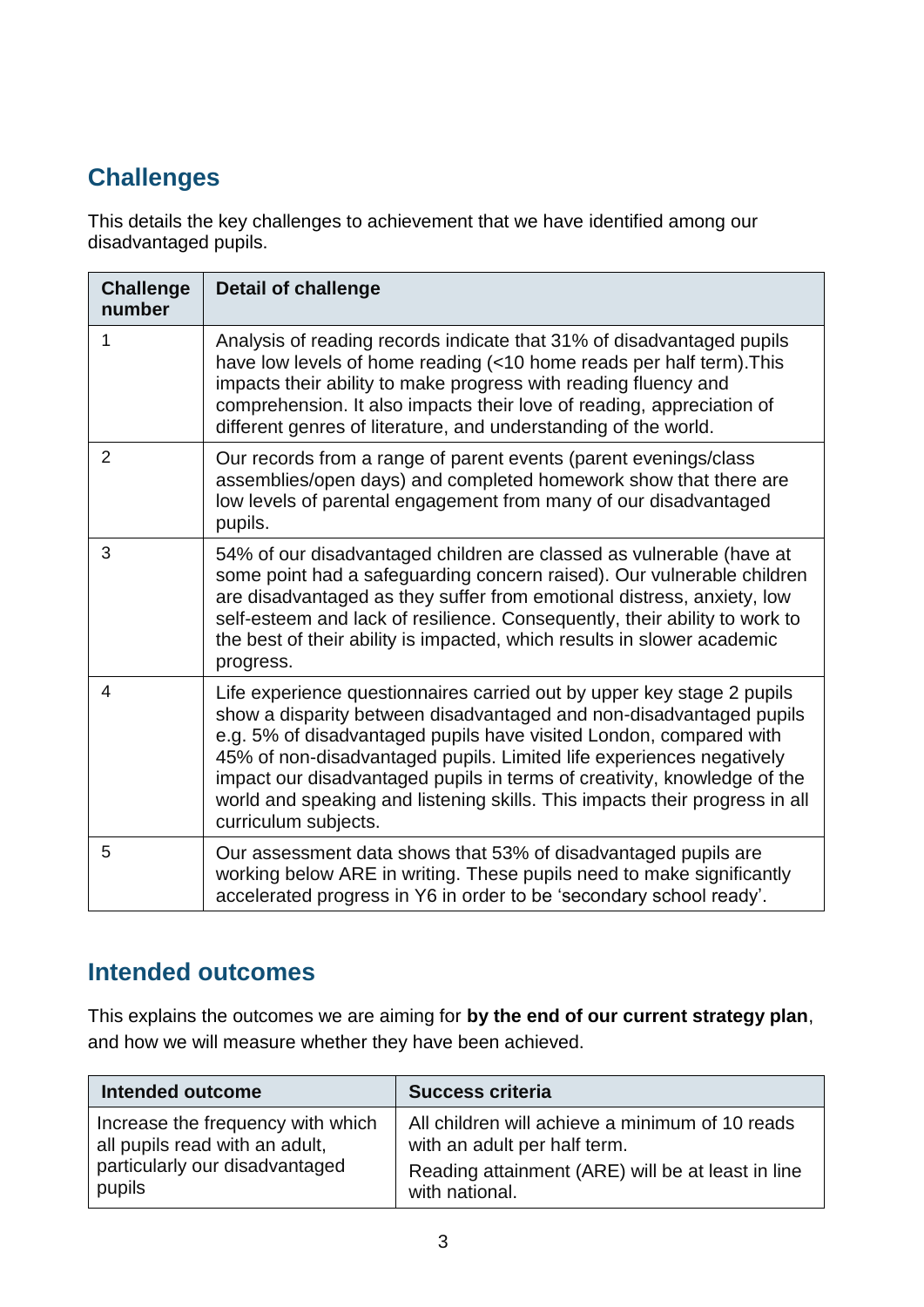## Challenges

This details the key challenges to achievement that we have identified among our disadvantaged pupils.

| Challenge number | Detail of challenge |
| --- | --- |
| 1 | Analysis of reading records indicate that 31% of disadvantaged pupils have low levels of home reading (<10 home reads per half term).This impacts their ability to make progress with reading fluency and comprehension. It also impacts their love of reading, appreciation of different genres of literature, and understanding of the world. |
| 2 | Our records from a range of parent events (parent evenings/class assemblies/open days) and completed homework show that there are low levels of parental engagement from many of our disadvantaged pupils. |
| 3 | 54% of our disadvantaged children are classed as vulnerable (have at some point had a safeguarding concern raised). Our vulnerable children are disadvantaged as they suffer from emotional distress, anxiety, low self-esteem and lack of resilience. Consequently, their ability to work to the best of their ability is impacted, which results in slower academic progress. |
| 4 | Life experience questionnaires carried out by upper key stage 2 pupils show a disparity between disadvantaged and non-disadvantaged pupils e.g. 5% of disadvantaged pupils have visited London, compared with 45% of non-disadvantaged pupils. Limited life experiences negatively impact our disadvantaged pupils in terms of creativity, knowledge of the world and speaking and listening skills. This impacts their progress in all curriculum subjects. |
| 5 | Our assessment data shows that 53% of disadvantaged pupils are working below ARE in writing. These pupils need to make significantly accelerated progress in Y6 in order to be 'secondary school ready'. |

## Intended outcomes

This explains the outcomes we are aiming for **by the end of our current strategy plan**, and how we will measure whether they have been achieved.

| Intended outcome | Success criteria |
| --- | --- |
| Increase the frequency with which all pupils read with an adult, particularly our disadvantaged pupils | All children will achieve a minimum of 10 reads with an adult per half term.<br>Reading attainment (ARE) will be at least in line with national. |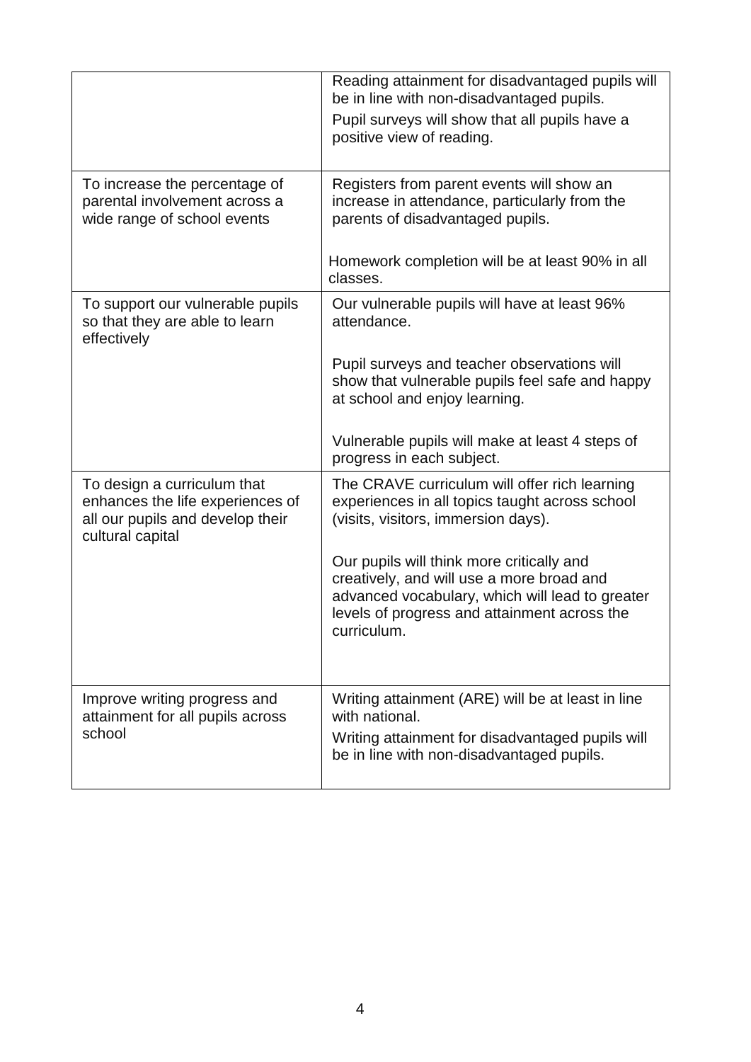| | |
|---|---|
| | Reading attainment for disadvantaged pupils will be in line with non-disadvantaged pupils.<br>Pupil surveys will show that all pupils have a positive view of reading. |
| To increase the percentage of parental involvement across a wide range of school events | Registers from parent events will show an increase in attendance, particularly from the parents of disadvantaged pupils.<br><br>Homework completion will be at least 90% in all classes. |
| To support our vulnerable pupils so that they are able to learn effectively | Our vulnerable pupils will have at least 96% attendance.<br><br>Pupil surveys and teacher observations will show that vulnerable pupils feel safe and happy at school and enjoy learning.<br><br>Vulnerable pupils will make at least 4 steps of progress in each subject. |
| To design a curriculum that enhances the life experiences of all our pupils and develop their cultural capital | The CRAVE curriculum will offer rich learning experiences in all topics taught across school (visits, visitors, immersion days).<br><br>Our pupils will think more critically and creatively, and will use a more broad and advanced vocabulary, which will lead to greater levels of progress and attainment across the curriculum. |
| Improve writing progress and attainment for all pupils across school | Writing attainment (ARE) will be at least in line with national.<br>Writing attainment for disadvantaged pupils will be in line with non-disadvantaged pupils. |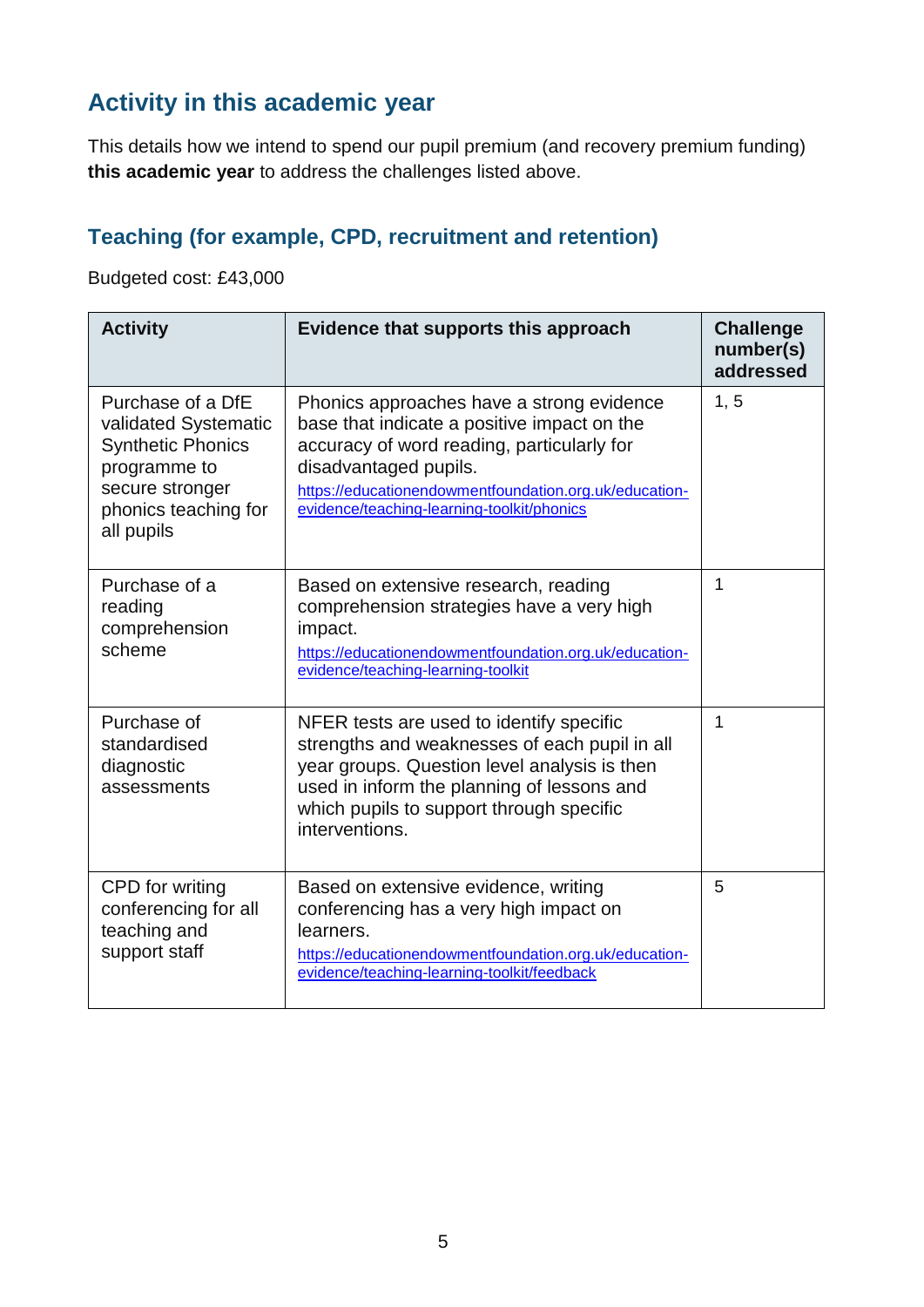## Activity in this academic year

This details how we intend to spend our pupil premium (and recovery premium funding) **this academic year** to address the challenges listed above.

### Teaching (for example, CPD, recruitment and retention)

Budgeted cost: £43,000

| Activity | Evidence that supports this approach | Challenge number(s) addressed |
|---|---|---|
| Purchase of a DfE validated Systematic Synthetic Phonics programme to secure stronger phonics teaching for all pupils | Phonics approaches have a strong evidence base that indicate a positive impact on the accuracy of word reading, particularly for disadvantaged pupils. https://educationendowmentfoundation.org.uk/education-evidence/teaching-learning-toolkit/phonics | 1, 5 |
| Purchase of a reading comprehension scheme | Based on extensive research, reading comprehension strategies have a very high impact. https://educationendowmentfoundation.org.uk/education-evidence/teaching-learning-toolkit | 1 |
| Purchase of standardised diagnostic assessments | NFER tests are used to identify specific strengths and weaknesses of each pupil in all year groups. Question level analysis is then used in inform the planning of lessons and which pupils to support through specific interventions. | 1 |
| CPD for writing conferencing for all teaching and support staff | Based on extensive evidence, writing conferencing has a very high impact on learners. https://educationendowmentfoundation.org.uk/education-evidence/teaching-learning-toolkit/feedback | 5 |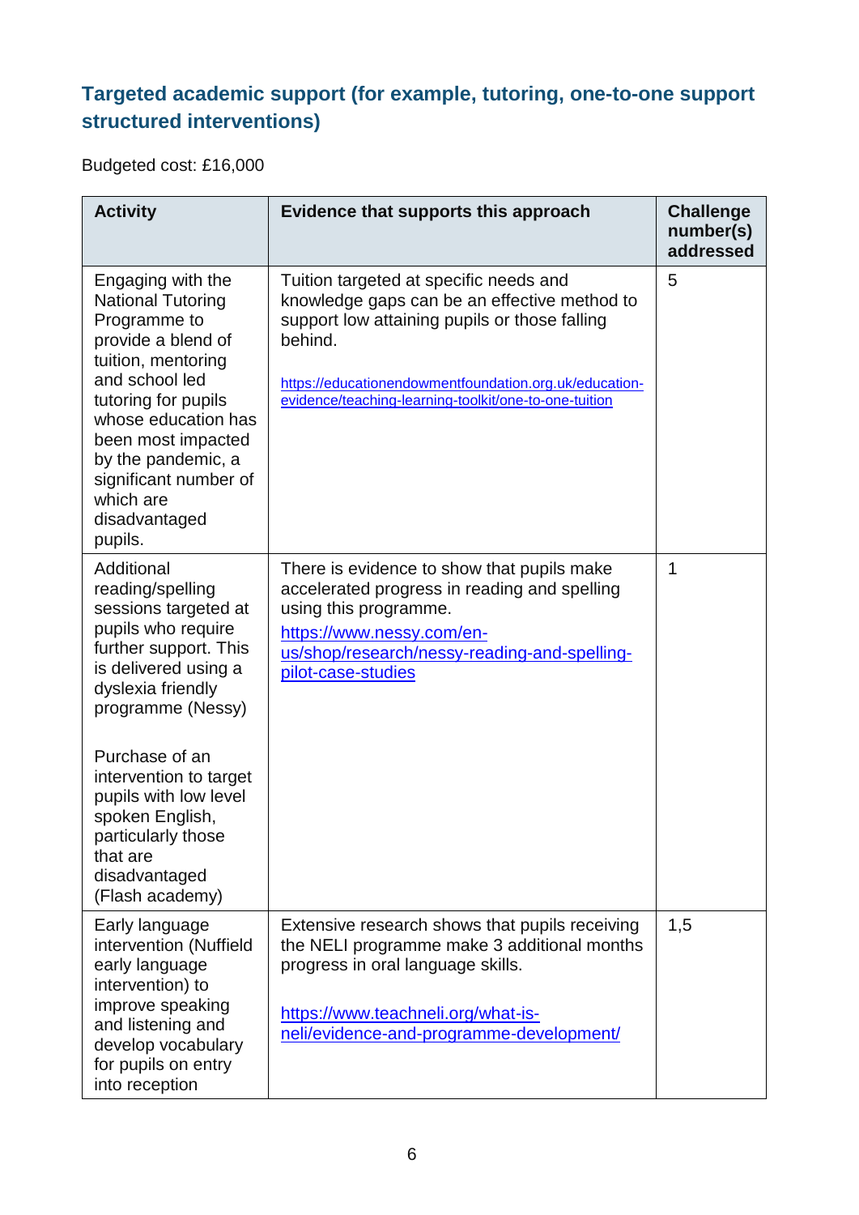## Targeted academic support (for example, tutoring, one-to-one support structured interventions)

Budgeted cost: £16,000

| Activity | Evidence that supports this approach | Challenge number(s) addressed |
|---|---|---|
| Engaging with the National Tutoring Programme to provide a blend of tuition, mentoring and school led tutoring for pupils whose education has been most impacted by the pandemic, a significant number of which are disadvantaged pupils. | Tuition targeted at specific needs and knowledge gaps can be an effective method to support low attaining pupils or those falling behind.<br><br>https://educationendowmentfoundation.org.uk/education-evidence/teaching-learning-toolkit/one-to-one-tuition | 5 |
| Additional reading/spelling sessions targeted at pupils who require further support. This is delivered using a dyslexia friendly programme (Nessy)<br><br>Purchase of an intervention to target pupils with low level spoken English, particularly those that are disadvantaged (Flash academy) | There is evidence to show that pupils make accelerated progress in reading and spelling using this programme.<br>https://www.nessy.com/en-us/shop/research/nessy-reading-and-spelling-pilot-case-studies | 1 |
| Early language intervention (Nuffield early language intervention) to improve speaking and listening and develop vocabulary for pupils on entry into reception | Extensive research shows that pupils receiving the NELI programme make 3 additional months progress in oral language skills.<br><br>https://www.teachneli.org/what-is-neli/evidence-and-programme-development/ | 1,5 |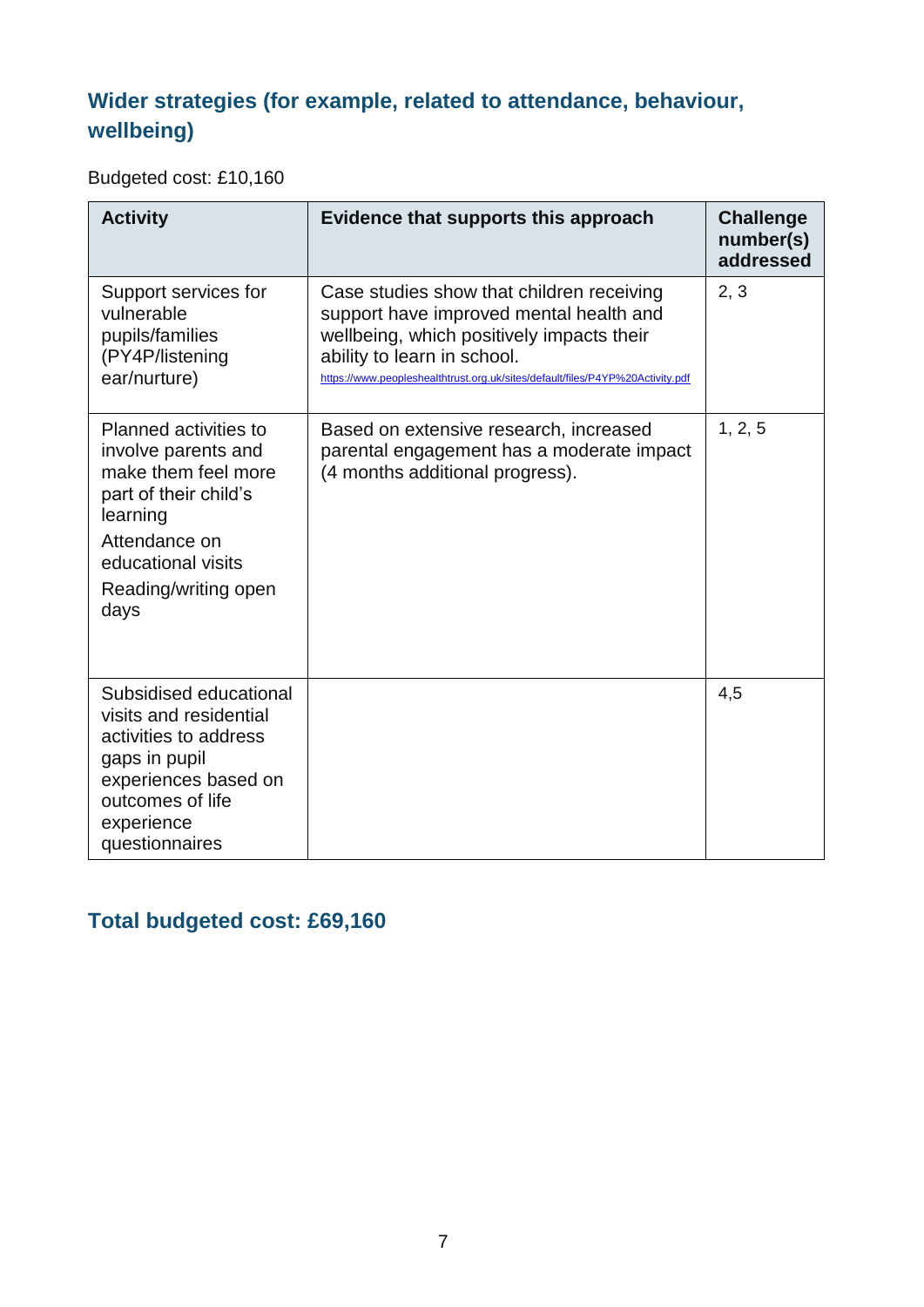## Wider strategies (for example, related to attendance, behaviour, wellbeing)

Budgeted cost: £10,160

| Activity | Evidence that supports this approach | Challenge number(s) addressed |
|---|---|---|
| Support services for vulnerable pupils/families (PY4P/listening ear/nurture) | Case studies show that children receiving support have improved mental health and wellbeing, which positively impacts their ability to learn in school. https://www.peopleshealthtrust.org.uk/sites/default/files/P4YP%20Activity.pdf | 2, 3 |
| Planned activities to involve parents and make them feel more part of their child's learning<br>Attendance on educational visits<br>Reading/writing open days | Based on extensive research, increased parental engagement has a moderate impact (4 months additional progress). | 1, 2, 5 |
| Subsidised educational visits and residential activities to address gaps in pupil experiences based on outcomes of life experience questionnaires | | 4,5 |

## Total budgeted cost: £69,160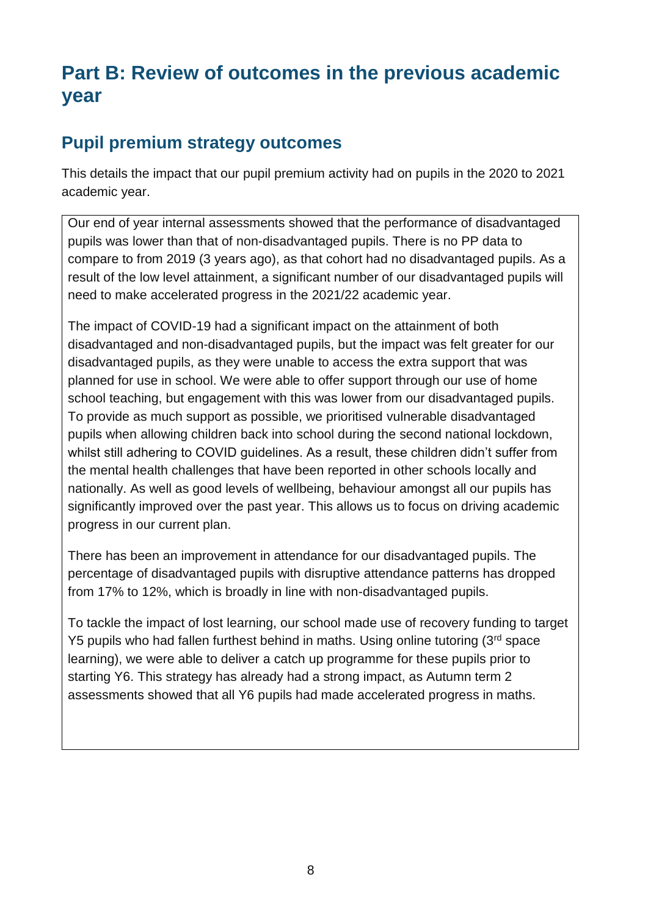# Part B: Review of outcomes in the previous academic year

## Pupil premium strategy outcomes

This details the impact that our pupil premium activity had on pupils in the 2020 to 2021 academic year.

Our end of year internal assessments showed that the performance of disadvantaged pupils was lower than that of non-disadvantaged pupils. There is no PP data to compare to from 2019 (3 years ago), as that cohort had no disadvantaged pupils. As a result of the low level attainment, a significant number of our disadvantaged pupils will need to make accelerated progress in the 2021/22 academic year.

The impact of COVID-19 had a significant impact on the attainment of both disadvantaged and non-disadvantaged pupils, but the impact was felt greater for our disadvantaged pupils, as they were unable to access the extra support that was planned for use in school. We were able to offer support through our use of home school teaching, but engagement with this was lower from our disadvantaged pupils. To provide as much support as possible, we prioritised vulnerable disadvantaged pupils when allowing children back into school during the second national lockdown, whilst still adhering to COVID guidelines. As a result, these children didn't suffer from the mental health challenges that have been reported in other schools locally and nationally. As well as good levels of wellbeing, behaviour amongst all our pupils has significantly improved over the past year. This allows us to focus on driving academic progress in our current plan.

There has been an improvement in attendance for our disadvantaged pupils. The percentage of disadvantaged pupils with disruptive attendance patterns has dropped from 17% to 12%, which is broadly in line with non-disadvantaged pupils.

To tackle the impact of lost learning, our school made use of recovery funding to target Y5 pupils who had fallen furthest behind in maths. Using online tutoring (3rd space learning), we were able to deliver a catch up programme for these pupils prior to starting Y6. This strategy has already had a strong impact, as Autumn term 2 assessments showed that all Y6 pupils had made accelerated progress in maths.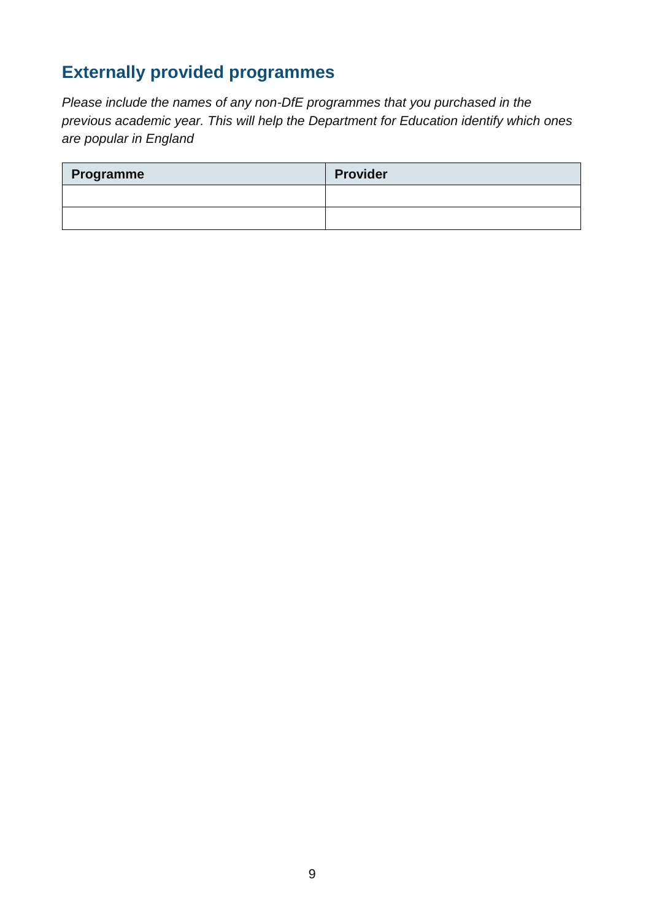## Externally provided programmes

*Please include the names of any non-DfE programmes that you purchased in the previous academic year. This will help the Department for Education identify which ones are popular in England*

| Programme | Provider |
| --- | --- |
| | |
| | |